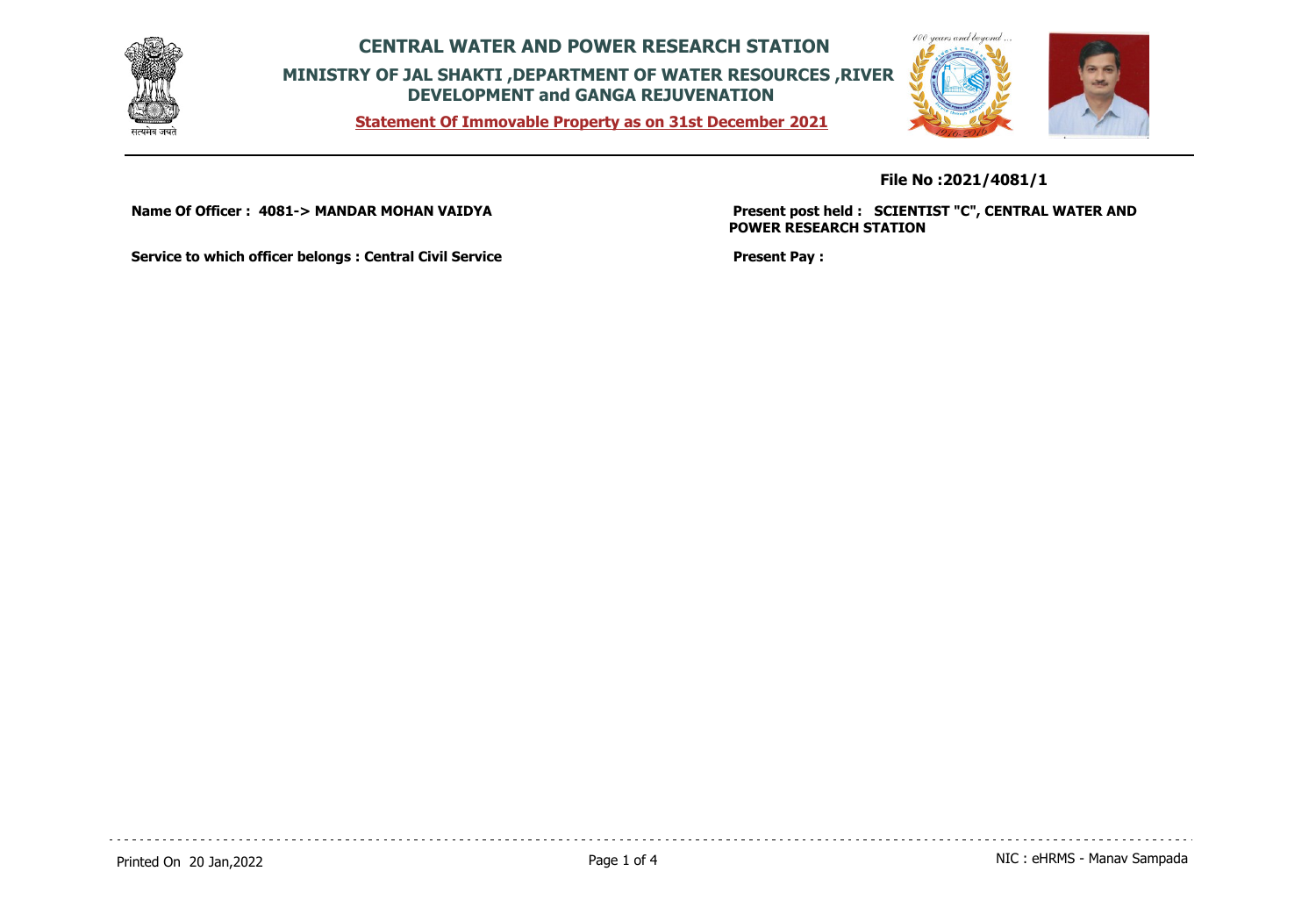# CENTRAL WATER AND POWER RESEARCH STATION

## MINISTRY OF JAL SHAKTI ,DEPARTMENT OF WATER RESOURCES ,RIVER DEVELOPMENT and GANGA REJUVENATION

**Statement Of Immovable Property as on 31st December 2021**

**File No :2021/4081/1**

**Name Of Officer : 4081-> MANDAR MOHAN VAIDYA**

**Present post held : SCIENTIST "C", CENTRAL WATER AND POWER RESEARCH STATION**

**Service to which officer belongs : Central Civil Service**

**Present Pay :**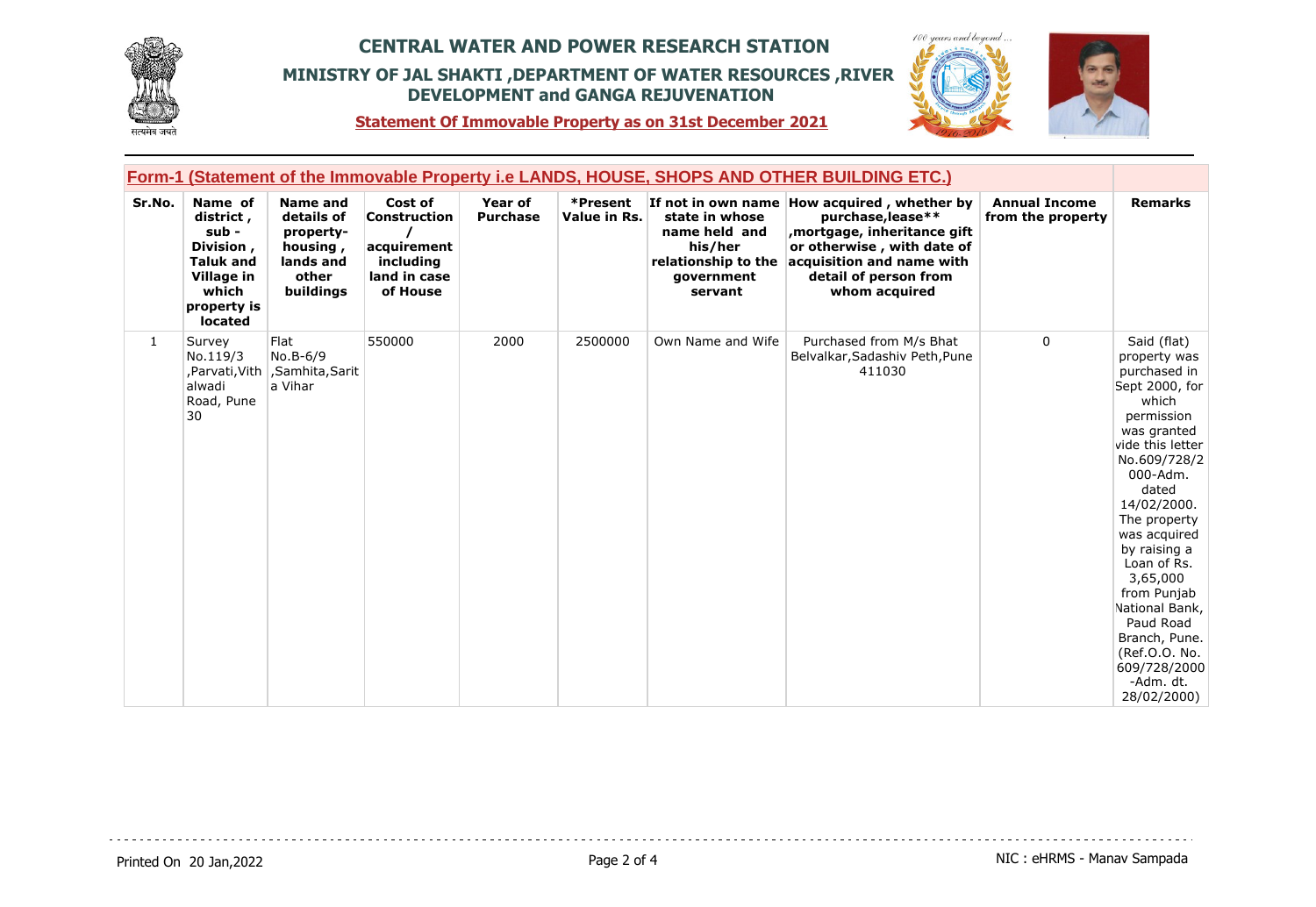# CENTRAL WATER AND POWER RESEARCH STATION

## MINISTRY OF JAL SHAKTI ,DEPARTMENT OF WATER RESOURCES ,RIVER DEVELOPMENT and GANGA REJUVENATION

**Statement Of Immovable Property as on 31st December 2021**

### Form-1 (Statement of the Immovable Property i.e LANDS, HOUSE, SHOPS AND OTHER BUILDING ETC.)

| Sr.No. | Name of district , sub - Division , Taluk and Village in which property is located | Name and details of property- housing , lands and other buildings | Cost of Construction / acquirement including land in case of House | Year of Purchase | *Present Value in Rs. | If not in own name state in whose name held and his/her relationship to the government servant | How acquired , whether by purchase,lease** ,mortgage, inheritance gift or otherwise , with date of acquisition and name with detail of person from whom acquired | Annual Income from the property | Remarks |
|---|---|---|---|---|---|---|---|---|---|
| 1 | Survey No.119/3 ,Parvati,Vithalwadi Road, Pune 30 | Flat No.B-6/9 ,Samhita,Sarita Vihar | 550000 | 2000 | 2500000 | Own Name and Wife | Purchased from M/s Bhat Belvalkar,Sadashiv Peth,Pune 411030 | 0 | Said (flat) property was purchased in Sept 2000, for which permission was granted vide this letter No.609/728/2000-Adm. dated 14/02/2000. The property was acquired by raising a Loan of Rs. 3,65,000 from Punjab National Bank, Paud Road Branch, Pune. (Ref.O.O. No. 609/728/2000 -Adm. dt. 28/02/2000) |

Printed On 20 Jan,2022

NIC : eHRMS - Manav Sampada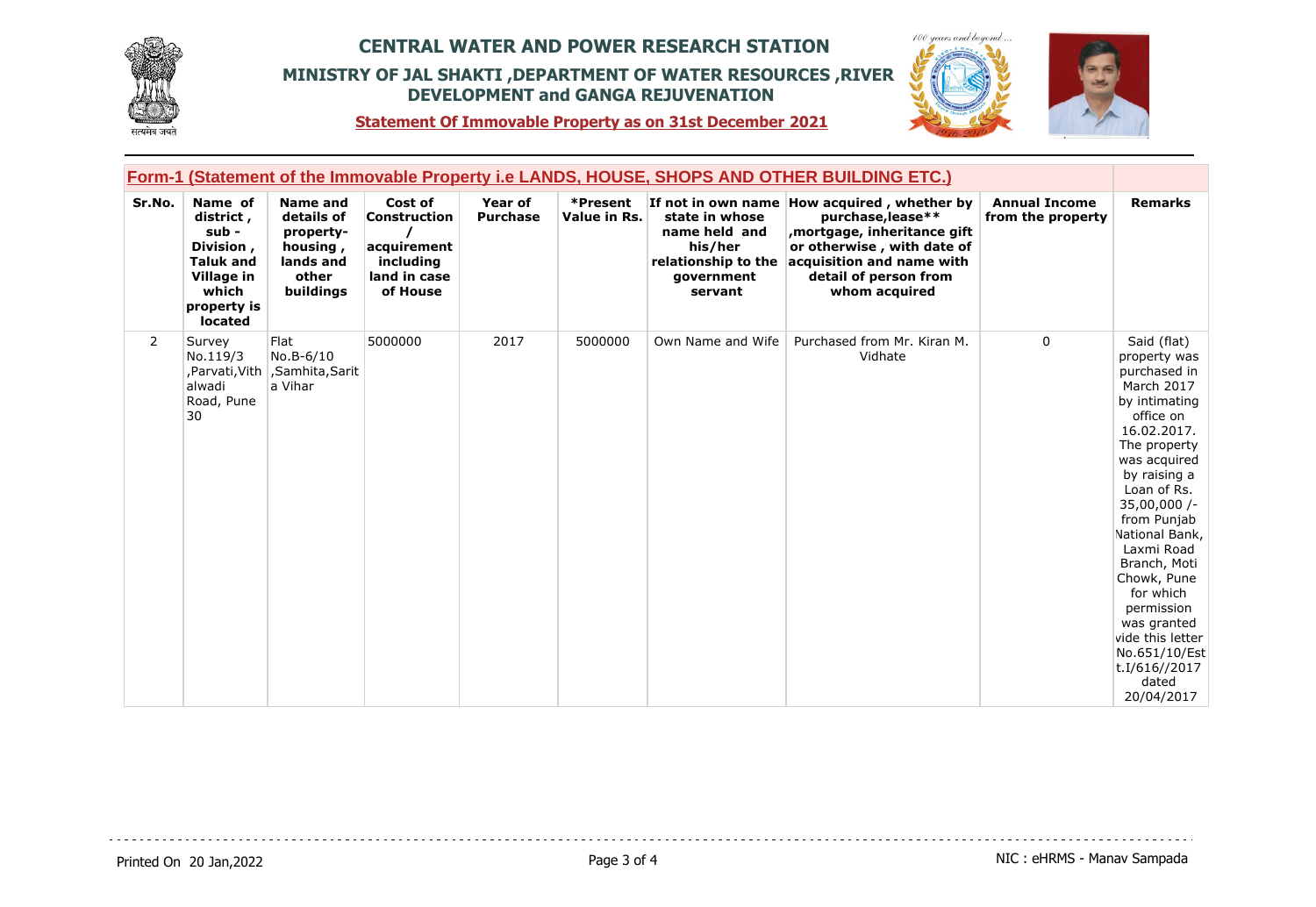# CENTRAL WATER AND POWER RESEARCH STATION

## MINISTRY OF JAL SHAKTI ,DEPARTMENT OF WATER RESOURCES ,RIVER DEVELOPMENT and GANGA REJUVENATION

**Statement Of Immovable Property as on 31st December 2021**

### Form-1 (Statement of the Immovable Property i.e LANDS, HOUSE, SHOPS AND OTHER BUILDING ETC.)

| Sr.No. | Name of district , sub - Division , Taluk and Village in which property is located | Name and details of property- housing , lands and other buildings | Cost of Construction / acquirement including land in case of House | Year of Purchase | *Present Value in Rs. | If not in own name state in whose name held and his/her relationship to the government servant | How acquired , whether by purchase,lease** ,mortgage, inheritance gift or otherwise , with date of acquisition and name with detail of person from whom acquired | Annual Income from the property | Remarks |
|---|---|---|---|---|---|---|---|---|---|
| 2 | Survey No.119/3 ,Parvati,Vithalwadi Road, Pune 30 | Flat No.B-6/10 ,Samhita,Sarita Vihar | 5000000 | 2017 | 5000000 | Own Name and Wife | Purchased from Mr. Kiran M. Vidhate | 0 | Said (flat) property was purchased in March 2017 by intimating office on 16.02.2017. The property was acquired by raising a Loan of Rs. 35,00,000 /- from Punjab National Bank, Laxmi Road Branch, Moti Chowk, Pune for which permission was granted vide this letter No.651/10/Estt.I/616//2017 dated 20/04/2017 |

Printed On 20 Jan,2022

NIC : eHRMS - Manav Sampada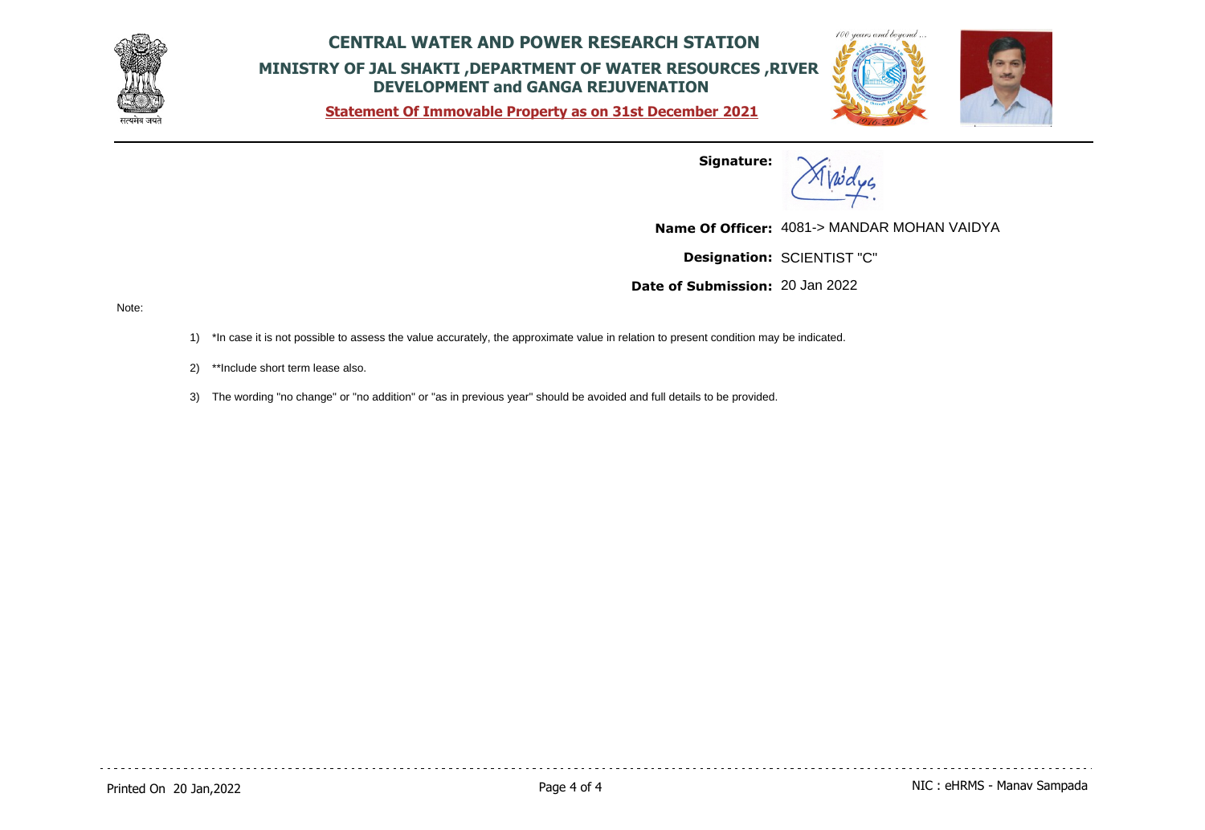# CENTRAL WATER AND POWER RESEARCH STATION

## MINISTRY OF JAL SHAKTI ,DEPARTMENT OF WATER RESOURCES ,RIVER DEVELOPMENT and GANGA REJUVENATION

**Statement Of Immovable Property as on 31st December 2021**

**Signature:**

**Name Of Officer:** 4081-> MANDAR MOHAN VAIDYA

**Designation:** SCIENTIST "C"

**Date of Submission:** 20 Jan 2022

Note:

1) *In case it is not possible to assess the value accurately, the approximate value in relation to present condition may be indicated.

2) **Include short term lease also.

3) The wording "no change" or "no addition" or "as in previous year" should be avoided and full details to be provided.